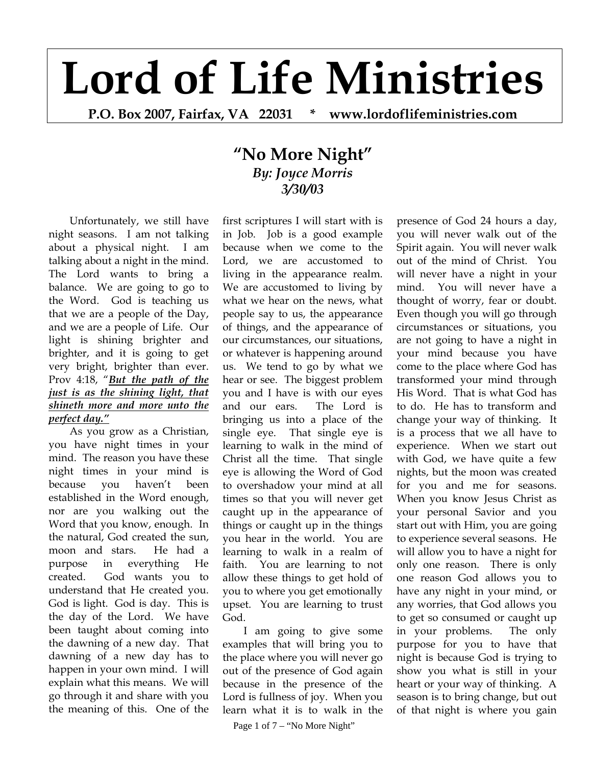# Lord of Life Ministries

**P.O. Box 2007, Fairfax, VA 22031 * www.lordoflifeministries.com**

## "No More Night"

***By: Joyce Morris***

***3/30/03***

Unfortunately, we still have night seasons. I am not talking about a physical night. I am talking about a night in the mind. The Lord wants to bring a balance. We are going to go to the Word. God is teaching us that we are a people of the Day, and we are a people of Life. Our light is shining brighter and brighter, and it is going to get very bright, brighter than ever. Prov 4:18, "***But the path of the just is as the shining light, that shineth more and more unto the perfect day."***

As you grow as a Christian, you have night times in your mind. The reason you have these night times in your mind is because you haven't been established in the Word enough, nor are you walking out the Word that you know, enough. In the natural, God created the sun, moon and stars. He had a purpose in everything He created. God wants you to understand that He created you. God is light. God is day. This is the day of the Lord. We have been taught about coming into the dawning of a new day. That dawning of a new day has to happen in your own mind. I will explain what this means. We will go through it and share with you the meaning of this. One of the first scriptures I will start with is in Job. Job is a good example because when we come to the Lord, we are accustomed to living in the appearance realm. We are accustomed to living by what we hear on the news, what people say to us, the appearance of things, and the appearance of our circumstances, our situations, or whatever is happening around us. We tend to go by what we hear or see. The biggest problem you and I have is with our eyes and our ears. The Lord is bringing us into a place of the single eye. That single eye is learning to walk in the mind of Christ all the time. That single eye is allowing the Word of God to overshadow your mind at all times so that you will never get caught up in the appearance of things or caught up in the things you hear in the world. You are learning to walk in a realm of faith. You are learning to not allow these things to get hold of you to where you get emotionally upset. You are learning to trust God.

I am going to give some examples that will bring you to the place where you will never go out of the presence of God again because in the presence of the Lord is fullness of joy. When you learn what it is to walk in the presence of God 24 hours a day, you will never walk out of the Spirit again. You will never walk out of the mind of Christ. You will never have a night in your mind. You will never have a thought of worry, fear or doubt. Even though you will go through circumstances or situations, you are not going to have a night in your mind because you have come to the place where God has transformed your mind through His Word. That is what God has to do. He has to transform and change your way of thinking. It is a process that we all have to experience. When we start out with God, we have quite a few nights, but the moon was created for you and me for seasons. When you know Jesus Christ as your personal Savior and you start out with Him, you are going to experience several seasons. He will allow you to have a night for only one reason. There is only one reason God allows you to have any night in your mind, or any worries, that God allows you to get so consumed or caught up in your problems. The only purpose for you to have that night is because God is trying to show you what is still in your heart or your way of thinking. A season is to bring change, but out of that night is where you gain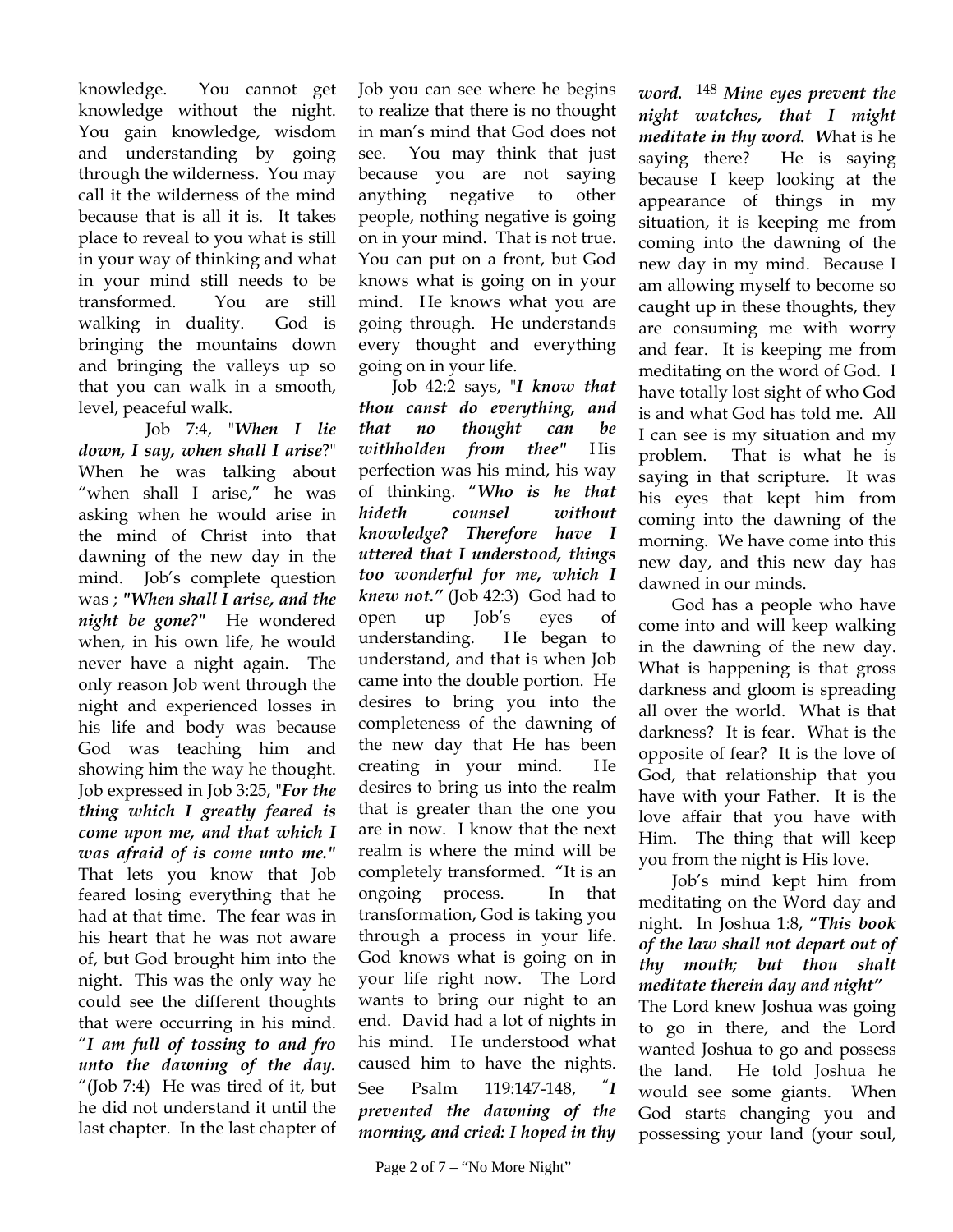knowledge. You cannot get knowledge without the night. You gain knowledge, wisdom and understanding by going through the wilderness. You may call it the wilderness of the mind because that is all it is. It takes place to reveal to you what is still in your way of thinking and what in your mind still needs to be transformed. You are still walking in duality. God is bringing the mountains down and bringing the valleys up so that you can walk in a smooth, level, peaceful walk.

Job 7:4, "*When I lie down, I say, when shall I arise*?" When he was talking about "when shall I arise," he was asking when he would arise in the mind of Christ into that dawning of the new day in the mind. Job's complete question was ; ***"When shall I arise, and the night be gone?"*** He wondered when, in his own life, he would never have a night again. The only reason Job went through the night and experienced losses in his life and body was because God was teaching him and showing him the way he thought. Job expressed in Job 3:25, "***For the thing which I greatly feared is come upon me, and that which I was afraid of is come unto me."*** That lets you know that Job feared losing everything that he had at that time. The fear was in his heart that he was not aware of, but God brought him into the night. This was the only way he could see the different thoughts that were occurring in his mind. "***I am full of tossing to and fro unto the dawning of the day.*** "(Job 7:4) He was tired of it, but he did not understand it until the last chapter. In the last chapter of Job you can see where he begins to realize that there is no thought in man's mind that God does not see. You may think that just because you are not saying anything negative to other people, nothing negative is going on in your mind. That is not true. You can put on a front, but God knows what is going on in your mind. He knows what you are going through. He understands every thought and everything going on in your life.

Job 42:2 says, "***I know that thou canst do everything, and that no thought can be withholden from thee"*** His perfection was his mind, his way of thinking. "***Who is he that hideth counsel without knowledge? Therefore have I uttered that I understood, things too wonderful for me, which I knew not."*** (Job 42:3) God had to open up Job's eyes of understanding. He began to understand, and that is when Job came into the double portion. He desires to bring you into the completeness of the dawning of the new day that He has been creating in your mind. He desires to bring us into the realm that is greater than the one you are in now. I know that the next realm is where the mind will be completely transformed. "It is an ongoing process. In that transformation, God is taking you through a process in your life. God knows what is going on in your life right now. The Lord wants to bring our night to an end. David had a lot of nights in his mind. He understood what caused him to have the nights. See Psalm 119:147-148, "***I prevented the dawning of the morning, and cried: I hoped in thy word.*** 148 ***Mine eyes prevent the night watches, that I might meditate in thy word. W***hat is he saying there? He is saying because I keep looking at the appearance of things in my situation, it is keeping me from coming into the dawning of the new day in my mind. Because I am allowing myself to become so caught up in these thoughts, they are consuming me with worry and fear. It is keeping me from meditating on the word of God. I have totally lost sight of who God is and what God has told me. All I can see is my situation and my problem. That is what he is saying in that scripture. It was his eyes that kept him from coming into the dawning of the morning. We have come into this new day, and this new day has dawned in our minds.

God has a people who have come into and will keep walking in the dawning of the new day. What is happening is that gross darkness and gloom is spreading all over the world. What is that darkness? It is fear. What is the opposite of fear? It is the love of God, that relationship that you have with your Father. It is the love affair that you have with Him. The thing that will keep you from the night is His love.

Job's mind kept him from meditating on the Word day and night. In Joshua 1:8, "***This book of the law shall not depart out of thy mouth; but thou shalt meditate therein day and night"*** The Lord knew Joshua was going to go in there, and the Lord wanted Joshua to go and possess the land. He told Joshua he would see some giants. When God starts changing you and possessing your land (your soul,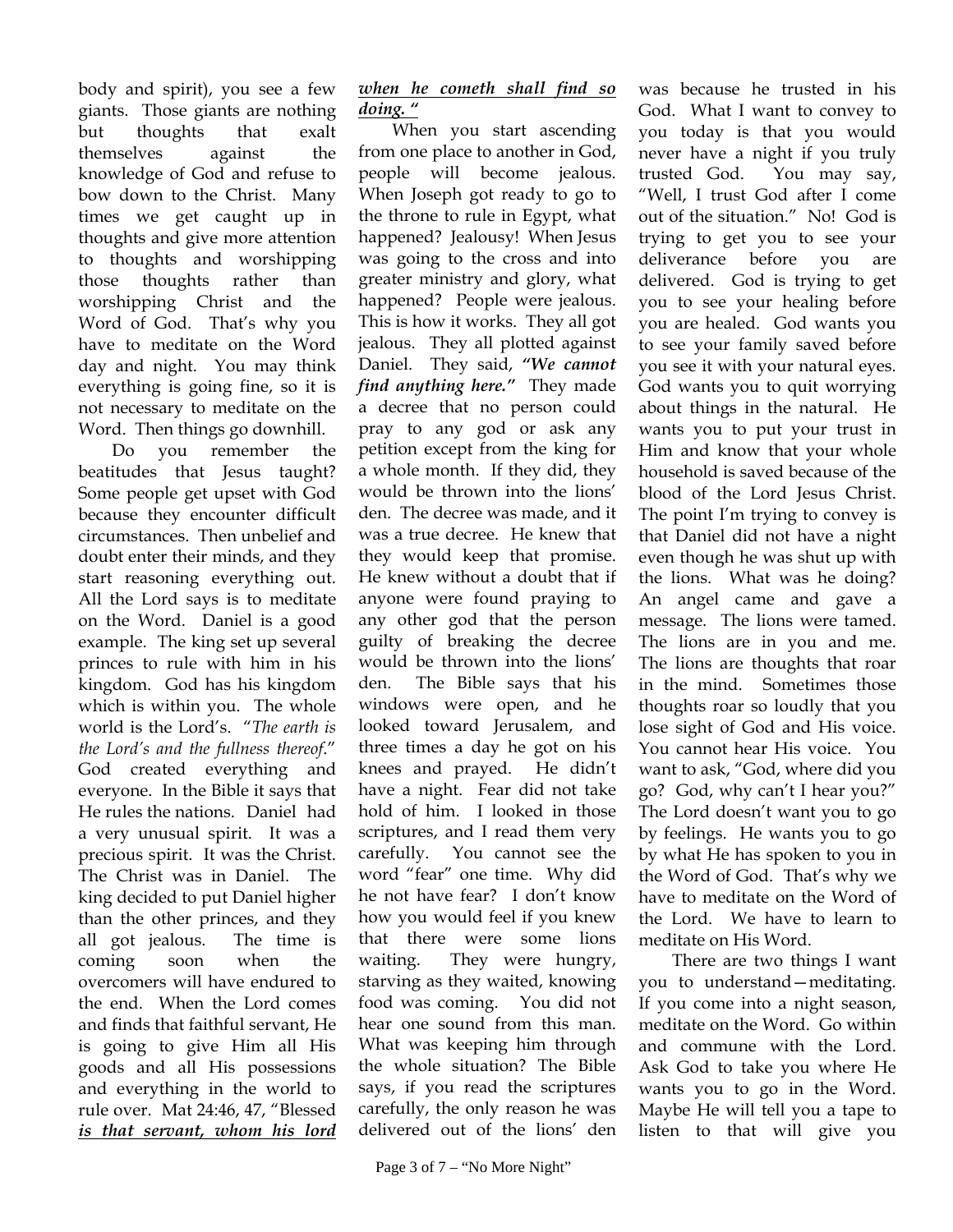body and spirit), you see a few giants. Those giants are nothing but thoughts that exalt themselves against the knowledge of God and refuse to bow down to the Christ. Many times we get caught up in thoughts and give more attention to thoughts and worshipping those thoughts rather than worshipping Christ and the Word of God. That's why you have to meditate on the Word day and night. You may think everything is going fine, so it is not necessary to meditate on the Word. Then things go downhill.

Do you remember the beatitudes that Jesus taught? Some people get upset with God because they encounter difficult circumstances. Then unbelief and doubt enter their minds, and they start reasoning everything out. All the Lord says is to meditate on the Word. Daniel is a good example. The king set up several princes to rule with him in his kingdom. God has his kingdom which is within you. The whole world is the Lord's. "*The earth is the Lord's and the fullness thereof*." God created everything and everyone. In the Bible it says that He rules the nations. Daniel had a very unusual spirit. It was a precious spirit. It was the Christ. The Christ was in Daniel. The king decided to put Daniel higher than the other princes, and they all got jealous. The time is coming soon when the overcomers will have endured to the end. When the Lord comes and finds that faithful servant, He is going to give Him all His goods and all His possessions and everything in the world to rule over. Mat 24:46, 47, "Blessed ***is that servant, whom his lord when he cometh shall find so doing.***"

When you start ascending from one place to another in God, people will become jealous. When Joseph got ready to go to the throne to rule in Egypt, what happened? Jealousy! When Jesus was going to the cross and into greater ministry and glory, what happened? People were jealous. This is how it works. They all got jealous. They all plotted against Daniel. They said, ***"We cannot find anything here."*** They made a decree that no person could pray to any god or ask any petition except from the king for a whole month. If they did, they would be thrown into the lions' den. The decree was made, and it was a true decree. He knew that they would keep that promise. He knew without a doubt that if anyone were found praying to any other god that the person guilty of breaking the decree would be thrown into the lions' den. The Bible says that his windows were open, and he looked toward Jerusalem, and three times a day he got on his knees and prayed. He didn't have a night. Fear did not take hold of him. I looked in those scriptures, and I read them very carefully. You cannot see the word "fear" one time. Why did he not have fear? I don't know how you would feel if you knew that there were some lions waiting. They were hungry, starving as they waited, knowing food was coming. You did not hear one sound from this man. What was keeping him through the whole situation? The Bible says, if you read the scriptures carefully, the only reason he was delivered out of the lions' den was because he trusted in his God. What I want to convey to you today is that you would never have a night if you truly trusted God. You may say, "Well, I trust God after I come out of the situation." No! God is trying to get you to see your deliverance before you are delivered. God is trying to get you to see your healing before you are healed. God wants you to see your family saved before you see it with your natural eyes. God wants you to quit worrying about things in the natural. He wants you to put your trust in Him and know that your whole household is saved because of the blood of the Lord Jesus Christ. The point I'm trying to convey is that Daniel did not have a night even though he was shut up with the lions. What was he doing? An angel came and gave a message. The lions were tamed. The lions are in you and me. The lions are thoughts that roar in the mind. Sometimes those thoughts roar so loudly that you lose sight of God and His voice. You cannot hear His voice. You want to ask, "God, where did you go? God, why can't I hear you?" The Lord doesn't want you to go by feelings. He wants you to go by what He has spoken to you in the Word of God. That's why we have to meditate on the Word of the Lord. We have to learn to meditate on His Word.

There are two things I want you to understand—meditating. If you come into a night season, meditate on the Word. Go within and commune with the Lord. Ask God to take you where He wants you to go in the Word. Maybe He will tell you a tape to listen to that will give you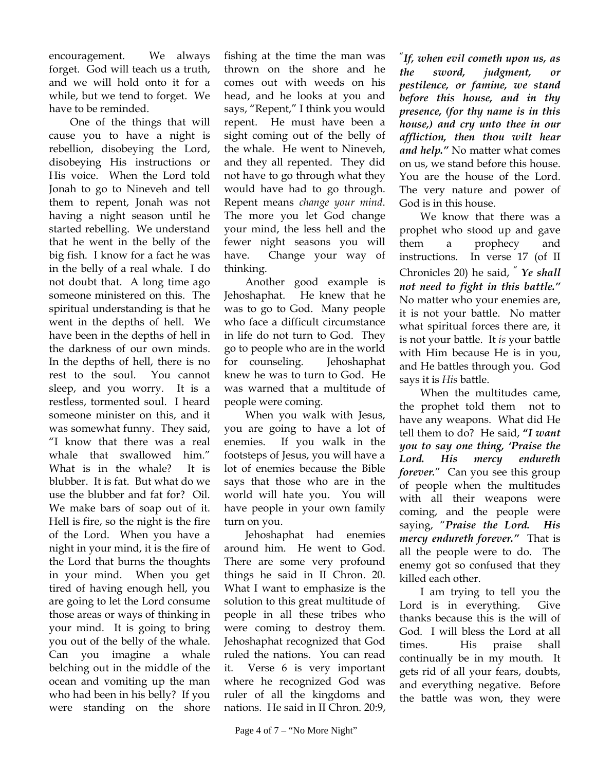encouragement. We always forget. God will teach us a truth, and we will hold onto it for a while, but we tend to forget. We have to be reminded.

One of the things that will cause you to have a night is rebellion, disobeying the Lord, disobeying His instructions or His voice. When the Lord told Jonah to go to Nineveh and tell them to repent, Jonah was not having a night season until he started rebelling. We understand that he went in the belly of the big fish. I know for a fact he was in the belly of a real whale. I do not doubt that. A long time ago someone ministered on this. The spiritual understanding is that he went in the depths of hell. We have been in the depths of hell in the darkness of our own minds. In the depths of hell, there is no rest to the soul. You cannot sleep, and you worry. It is a restless, tormented soul. I heard someone minister on this, and it was somewhat funny. They said, "I know that there was a real whale that swallowed him." What is in the whale? It is blubber. It is fat. But what do we use the blubber and fat for? Oil. We make bars of soap out of it. Hell is fire, so the night is the fire of the Lord. When you have a night in your mind, it is the fire of the Lord that burns the thoughts in your mind. When you get tired of having enough hell, you are going to let the Lord consume those areas or ways of thinking in your mind. It is going to bring you out of the belly of the whale. Can you imagine a whale belching out in the middle of the ocean and vomiting up the man who had been in his belly? If you were standing on the shore fishing at the time the man was thrown on the shore and he comes out with weeds on his head, and he looks at you and says, "Repent," I think you would repent. He must have been a sight coming out of the belly of the whale. He went to Nineveh, and they all repented. They did not have to go through what they would have had to go through. Repent means *change your mind*. The more you let God change your mind, the less hell and the fewer night seasons you will have. Change your way of thinking.

Another good example is Jehoshaphat. He knew that he was to go to God. Many people who face a difficult circumstance in life do not turn to God. They go to people who are in the world for counseling. Jehoshaphat knew he was to turn to God. He was warned that a multitude of people were coming.

When you walk with Jesus, you are going to have a lot of enemies. If you walk in the footsteps of Jesus, you will have a lot of enemies because the Bible says that those who are in the world will hate you. You will have people in your own family turn on you.

Jehoshaphat had enemies around him. He went to God. There are some very profound things he said in II Chron. 20. What I want to emphasize is the solution to this great multitude of people in all these tribes who were coming to destroy them. Jehoshaphat recognized that God ruled the nations. You can read it. Verse 6 is very important where he recognized God was ruler of all the kingdoms and nations. He said in II Chron. 20:9, ***"If, when evil cometh upon us, as the sword, judgment, or pestilence, or famine, we stand before this house, and in thy presence, (for thy name is in this house,) and cry unto thee in our affliction, then thou wilt hear and help."*** No matter what comes on us, we stand before this house. You are the house of the Lord. The very nature and power of God is in this house.

We know that there was a prophet who stood up and gave them a prophecy and instructions. In verse 17 (of II Chronicles 20) he said, ***" Ye shall not need to fight in this battle."*** No matter who your enemies are, it is not your battle. No matter what spiritual forces there are, it is not your battle. It *is* your battle with Him because He is in you, and He battles through you. God says it is *His* battle.

When the multitudes came, the prophet told them not to have any weapons. What did He tell them to do? He said, **"*I want you to say one thing, 'Praise the Lord. His mercy endureth forever.*"** Can you see this group of people when the multitudes with all their weapons were coming, and the people were saying, "***Praise the Lord. His mercy endureth forever."*** That is all the people were to do. The enemy got so confused that they killed each other.

I am trying to tell you the Lord is in everything. Give thanks because this is the will of God. I will bless the Lord at all times. His praise shall continually be in my mouth. It gets rid of all your fears, doubts, and everything negative. Before the battle was won, they were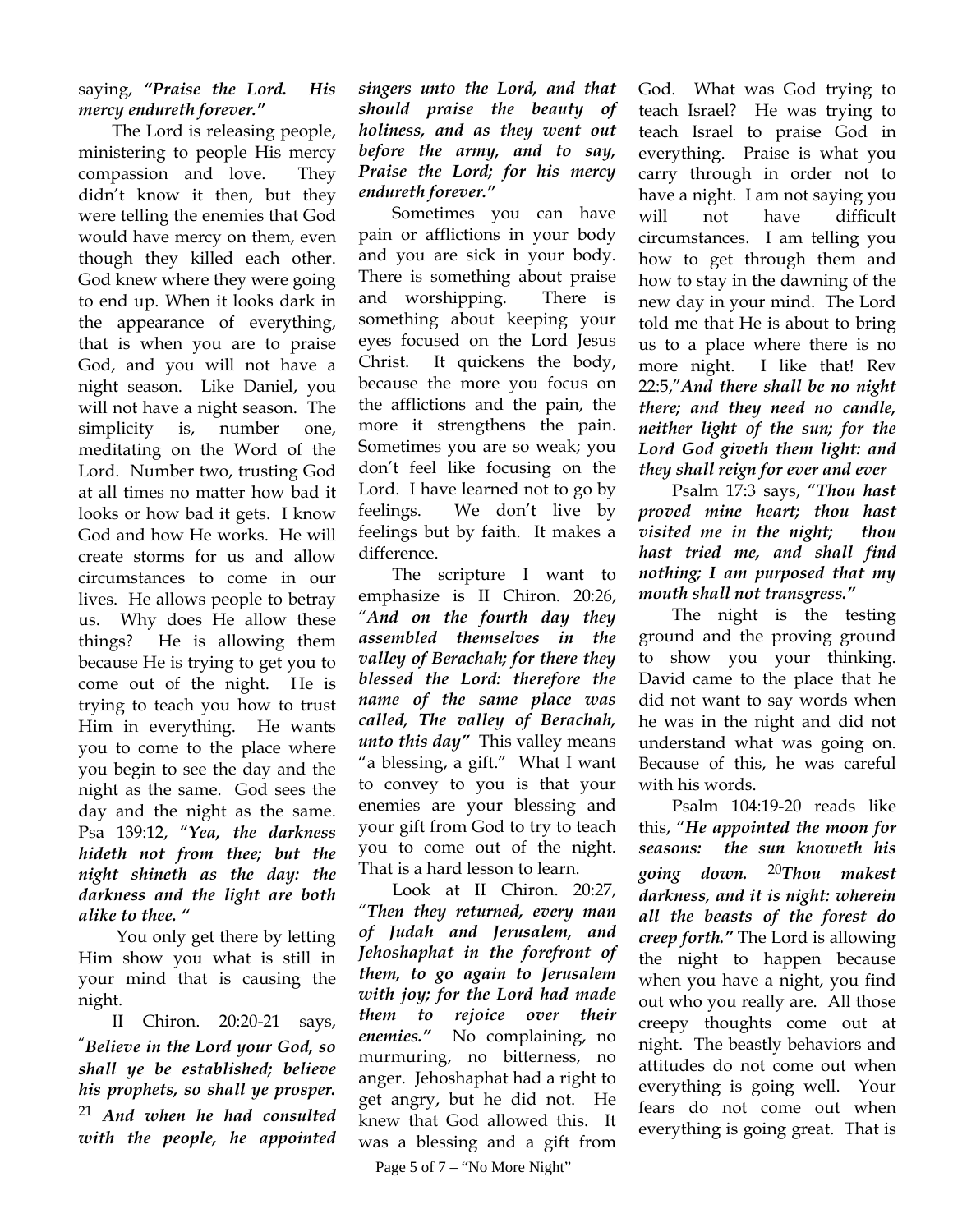saying, ***"Praise the Lord. His mercy endureth forever."***

The Lord is releasing people, ministering to people His mercy compassion and love. They didn't know it then, but they were telling the enemies that God would have mercy on them, even though they killed each other. God knew where they were going to end up. When it looks dark in the appearance of everything, that is when you are to praise God, and you will not have a night season. Like Daniel, you will not have a night season. The simplicity is, number one, meditating on the Word of the Lord. Number two, trusting God at all times no matter how bad it looks or how bad it gets. I know God and how He works. He will create storms for us and allow circumstances to come in our lives. He allows people to betray us. Why does He allow these things? He is allowing them because He is trying to get you to come out of the night. He is trying to teach you how to trust Him in everything. He wants you to come to the place where you begin to see the day and the night as the same. God sees the day and the night as the same. Psa 139:12, ***"Yea, the darkness hideth not from thee; but the night shineth as the day: the darkness and the light are both alike to thee. "***

You only get there by letting Him show you what is still in your mind that is causing the night.

II Chiron. 20:20-21 says, ***"Believe in the Lord your God, so shall ye be established; believe his prophets, so shall ye prosper.*** [21] ***And when he had consulted with the people, he appointed singers unto the Lord, and that should praise the beauty of holiness, and as they went out before the army, and to say, Praise the Lord; for his mercy endureth forever."***

Sometimes you can have pain or afflictions in your body and you are sick in your body. There is something about praise and worshipping. There is something about keeping your eyes focused on the Lord Jesus Christ. It quickens the body, because the more you focus on the afflictions and the pain, the more it strengthens the pain. Sometimes you are so weak; you don't feel like focusing on the Lord. I have learned not to go by feelings. We don't live by feelings but by faith. It makes a difference.

The scripture I want to emphasize is II Chiron. 20:26, ***"And on the fourth day they assembled themselves in the valley of Berachah; for there they blessed the Lord: therefore the name of the same place was called, The valley of Berachah, unto this day"*** This valley means "a blessing, a gift." What I want to convey to you is that your enemies are your blessing and your gift from God to try to teach you to come out of the night. That is a hard lesson to learn.

Look at II Chiron. 20:27, ***"Then they returned, every man of Judah and Jerusalem, and Jehoshaphat in the forefront of them, to go again to Jerusalem with joy; for the Lord had made them to rejoice over their enemies."*** No complaining, no murmuring, no bitterness, no anger. Jehoshaphat had a right to get angry, but he did not. He knew that God allowed this. It was a blessing and a gift from God. What was God trying to teach Israel? He was trying to teach Israel to praise God in everything. Praise is what you carry through in order not to have a night. I am not saying you will not have difficult circumstances. I am telling you how to get through them and how to stay in the dawning of the new day in your mind. The Lord told me that He is about to bring us to a place where there is no more night. I like that! Rev 22:5,***"And there shall be no night there; and they need no candle, neither light of the sun; for the Lord God giveth them light: and they shall reign for ever and ever***

Psalm 17:3 says, ***"Thou hast proved mine heart; thou hast visited me in the night; thou hast tried me, and shall find nothing; I am purposed that my mouth shall not transgress."***

The night is the testing ground and the proving ground to show you your thinking. David came to the place that he did not want to say words when he was in the night and did not understand what was going on. Because of this, he was careful with his words.

Psalm 104:19-20 reads like this, ***"He appointed the moon for seasons: the sun knoweth his going down.*** [20]***Thou makest darkness, and it is night: wherein all the beasts of the forest do creep forth."*** The Lord is allowing the night to happen because when you have a night, you find out who you really are. All those creepy thoughts come out at night. The beastly behaviors and attitudes do not come out when everything is going well. Your fears do not come out when everything is going great. That is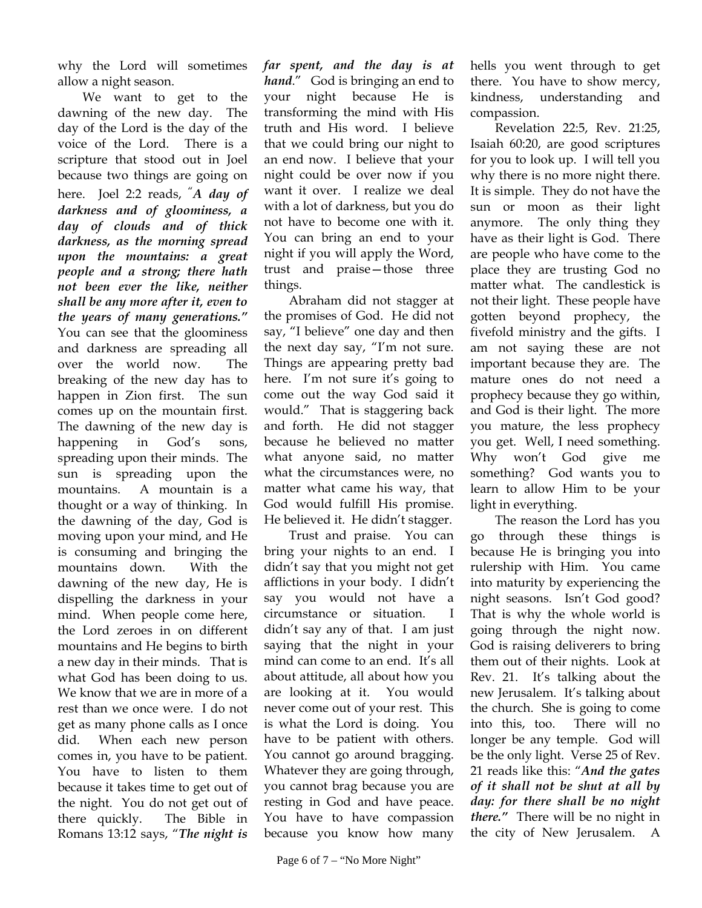why the Lord will sometimes allow a night season.

We want to get to the dawning of the new day. The day of the Lord is the day of the voice of the Lord. There is a scripture that stood out in Joel because two things are going on here. Joel 2:2 reads, "*A day of darkness and of gloominess, a day of clouds and of thick darkness, as the morning spread upon the mountains: a great people and a strong; there hath not been ever the like, neither shall be any more after it, even to the years of many generations.*" You can see that the gloominess and darkness are spreading all over the world now. The breaking of the new day has to happen in Zion first. The sun comes up on the mountain first. The dawning of the new day is happening in God's sons, spreading upon their minds. The sun is spreading upon the mountains. A mountain is a thought or a way of thinking. In the dawning of the day, God is moving upon your mind, and He is consuming and bringing the mountains down. With the dawning of the new day, He is dispelling the darkness in your mind. When people come here, the Lord zeroes in on different mountains and He begins to birth a new day in their minds. That is what God has been doing to us. We know that we are in more of a rest than we once were. I do not get as many phone calls as I once did. When each new person comes in, you have to be patient. You have to listen to them because it takes time to get out of the night. You do not get out of there quickly. The Bible in Romans 13:12 says, "*The night is far spent, and the day is at hand*." God is bringing an end to your night because He is transforming the mind with His truth and His word. I believe that we could bring our night to an end now. I believe that your night could be over now if you want it over. I realize we deal with a lot of darkness, but you do not have to become one with it. You can bring an end to your night if you will apply the Word, trust and praise—those three things.

Abraham did not stagger at the promises of God. He did not say, "I believe" one day and then the next day say, "I'm not sure. Things are appearing pretty bad here. I'm not sure it's going to come out the way God said it would." That is staggering back and forth. He did not stagger because he believed no matter what anyone said, no matter what the circumstances were, no matter what came his way, that God would fulfill His promise. He believed it. He didn't stagger.

Trust and praise. You can bring your nights to an end. I didn't say that you might not get afflictions in your body. I didn't say you would not have a circumstance or situation. I didn't say any of that. I am just saying that the night in your mind can come to an end. It's all about attitude, all about how you are looking at it. You would never come out of your rest. This is what the Lord is doing. You have to be patient with others. You cannot go around bragging. Whatever they are going through, you cannot brag because you are resting in God and have peace. You have to have compassion because you know how many hells you went through to get there. You have to show mercy, kindness, understanding and compassion.

Revelation 22:5, Rev. 21:25, Isaiah 60:20, are good scriptures for you to look up. I will tell you why there is no more night there. It is simple. They do not have the sun or moon as their light anymore. The only thing they have as their light is God. There are people who have come to the place they are trusting God no matter what. The candlestick is not their light. These people have gotten beyond prophecy, the fivefold ministry and the gifts. I am not saying these are not important because they are. The mature ones do not need a prophecy because they go within, and God is their light. The more you mature, the less prophecy you get. Well, I need something. Why won't God give me something? God wants you to learn to allow Him to be your light in everything.

The reason the Lord has you go through these things is because He is bringing you into rulership with Him. You came into maturity by experiencing the night seasons. Isn't God good? That is why the whole world is going through the night now. God is raising deliverers to bring them out of their nights. Look at Rev. 21. It's talking about the new Jerusalem. It's talking about the church. She is going to come into this, too. There will no longer be any temple. God will be the only light. Verse 25 of Rev. 21 reads like this: "*And the gates of it shall not be shut at all by day: for there shall be no night there.*" There will be no night in the city of New Jerusalem. A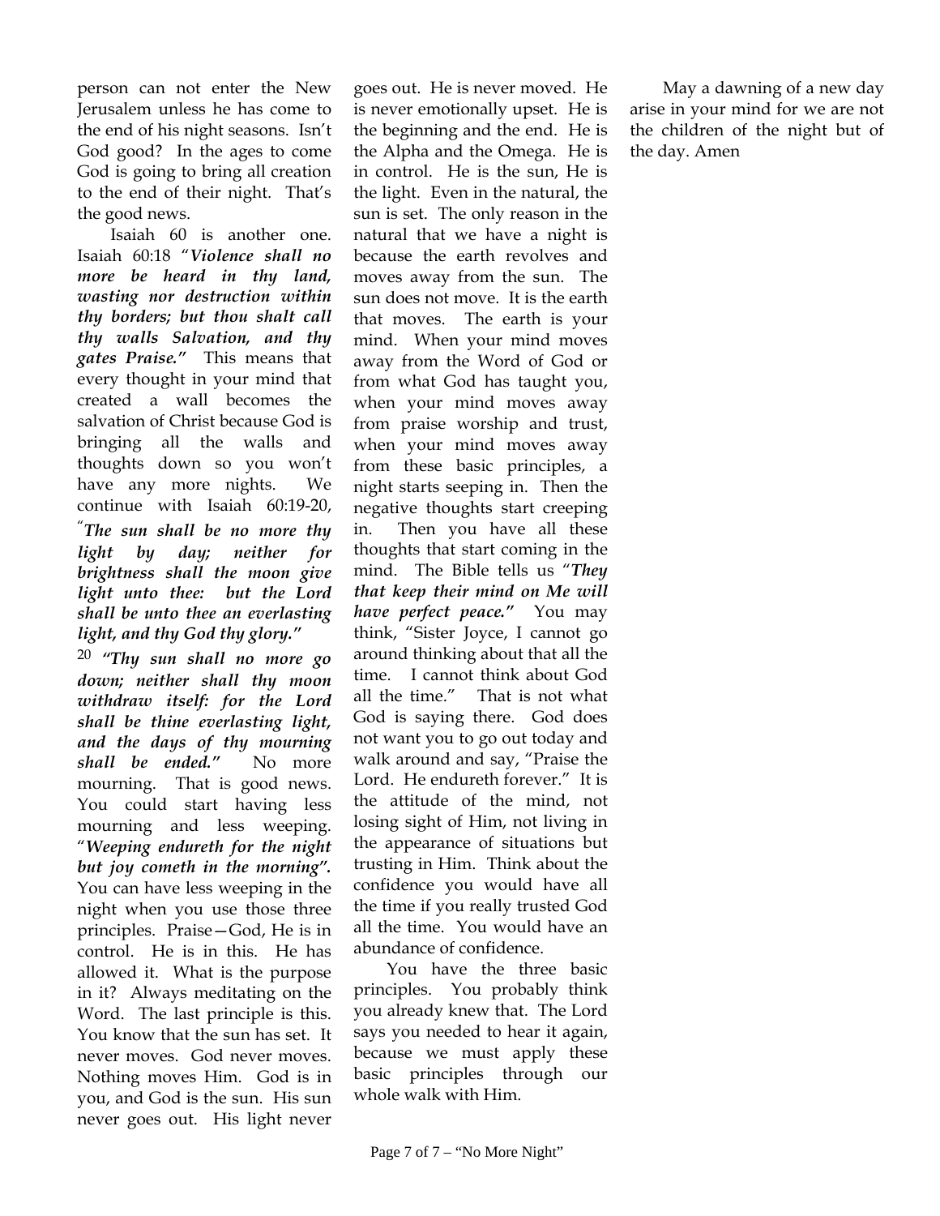person can not enter the New Jerusalem unless he has come to the end of his night seasons. Isn't God good? In the ages to come God is going to bring all creation to the end of their night. That's the good news.

Isaiah 60 is another one. Isaiah 60:18 "***Violence shall no more be heard in thy land, wasting nor destruction within thy borders; but thou shalt call thy walls Salvation, and thy gates Praise."*** This means that every thought in your mind that created a wall becomes the salvation of Christ because God is bringing all the walls and thoughts down so you won't have any more nights. We continue with Isaiah 60:19-20, "***The sun shall be no more thy light by day; neither for brightness shall the moon give light unto thee: but the Lord shall be unto thee an everlasting light, and thy God thy glory."***

20 ***"Thy sun shall no more go down; neither shall thy moon withdraw itself: for the Lord shall be thine everlasting light, and the days of thy mourning shall be ended."*** No more mourning. That is good news. You could start having less mourning and less weeping. "***Weeping endureth for the night but joy cometh in the morning".*** You can have less weeping in the night when you use those three principles. Praise—God, He is in control. He is in this. He has allowed it. What is the purpose in it? Always meditating on the Word. The last principle is this. You know that the sun has set. It never moves. God never moves. Nothing moves Him. God is in you, and God is the sun. His sun never goes out. His light never goes out. He is never moved. He is never emotionally upset. He is the beginning and the end. He is the Alpha and the Omega. He is in control. He is the sun, He is the light. Even in the natural, the sun is set. The only reason in the natural that we have a night is because the earth revolves and moves away from the sun. The sun does not move. It is the earth that moves. The earth is your mind. When your mind moves away from the Word of God or from what God has taught you, when your mind moves away from praise worship and trust, when your mind moves away from these basic principles, a night starts seeping in. Then the negative thoughts start creeping in. Then you have all these thoughts that start coming in the mind. The Bible tells us "***They that keep their mind on Me will have perfect peace."*** You may think, "Sister Joyce, I cannot go around thinking about that all the time. I cannot think about God all the time." That is not what God is saying there. God does not want you to go out today and walk around and say, "Praise the Lord. He endureth forever." It is the attitude of the mind, not losing sight of Him, not living in the appearance of situations but trusting in Him. Think about the confidence you would have all the time if you really trusted God all the time. You would have an abundance of confidence.

You have the three basic principles. You probably think you already knew that. The Lord says you needed to hear it again, because we must apply these basic principles through our whole walk with Him.

May a dawning of a new day arise in your mind for we are not the children of the night but of the day. Amen